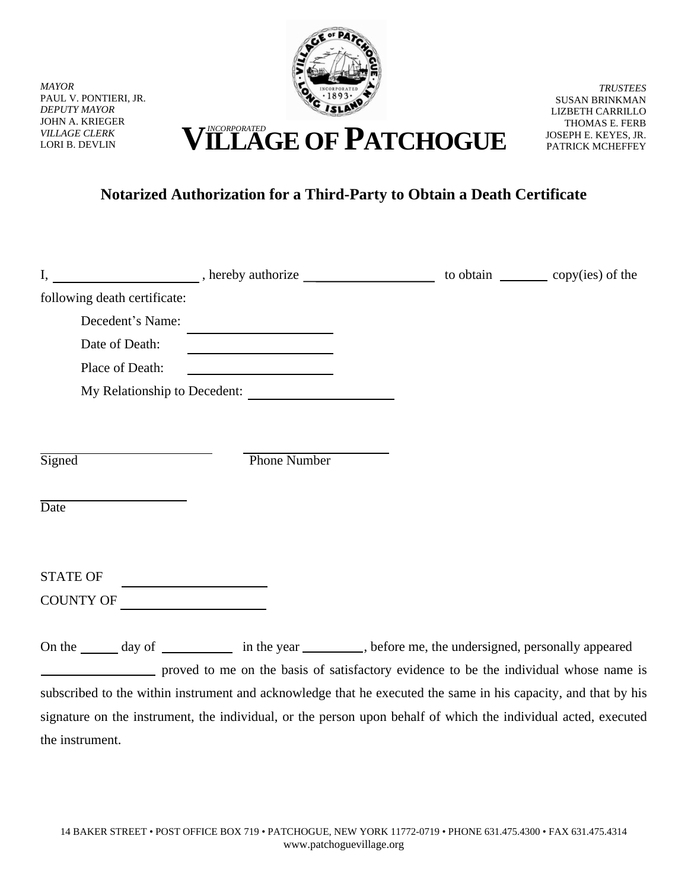MAYOR
PAUL V. PONTIERI, JR.
DEPUTY MAYOR
JOHN A. KRIEGER
VILLAGE CLERK
LORI B. DEVLIN

INCORPORATED
# VILLAGE OF PATCHOGUE

TRUSTEES
SUSAN BRINKMAN
LIZBETH CARRILLO
THOMAS E. FERB
JOSEPH E. KEYES, JR.
PATRICK MCHEFFEY

## Notarized Authorization for a Third-Party to Obtain a Death Certificate

I, ____________________, hereby authorize ____________________ to obtain _______ copy(ies) of the following death certificate:

Decedent's Name: ____________________

Date of Death: ____________________

Place of Death: ____________________

My Relationship to Decedent: ____________________

____________________ Signed

____________________ Phone Number

____________________ Date

STATE OF ____________________

COUNTY OF ____________________

On the _____ day of __________ in the year _________, before me, the undersigned, personally appeared ________________ proved to me on the basis of satisfactory evidence to be the individual whose name is subscribed to the within instrument and acknowledge that he executed the same in his capacity, and that by his signature on the instrument, the individual, or the person upon behalf of which the individual acted, executed the instrument.

14 BAKER STREET • POST OFFICE BOX 719 • PATCHOGUE, NEW YORK 11772-0719 • PHONE 631.475.4300 • FAX 631.475.4314
www.patchoguevillage.org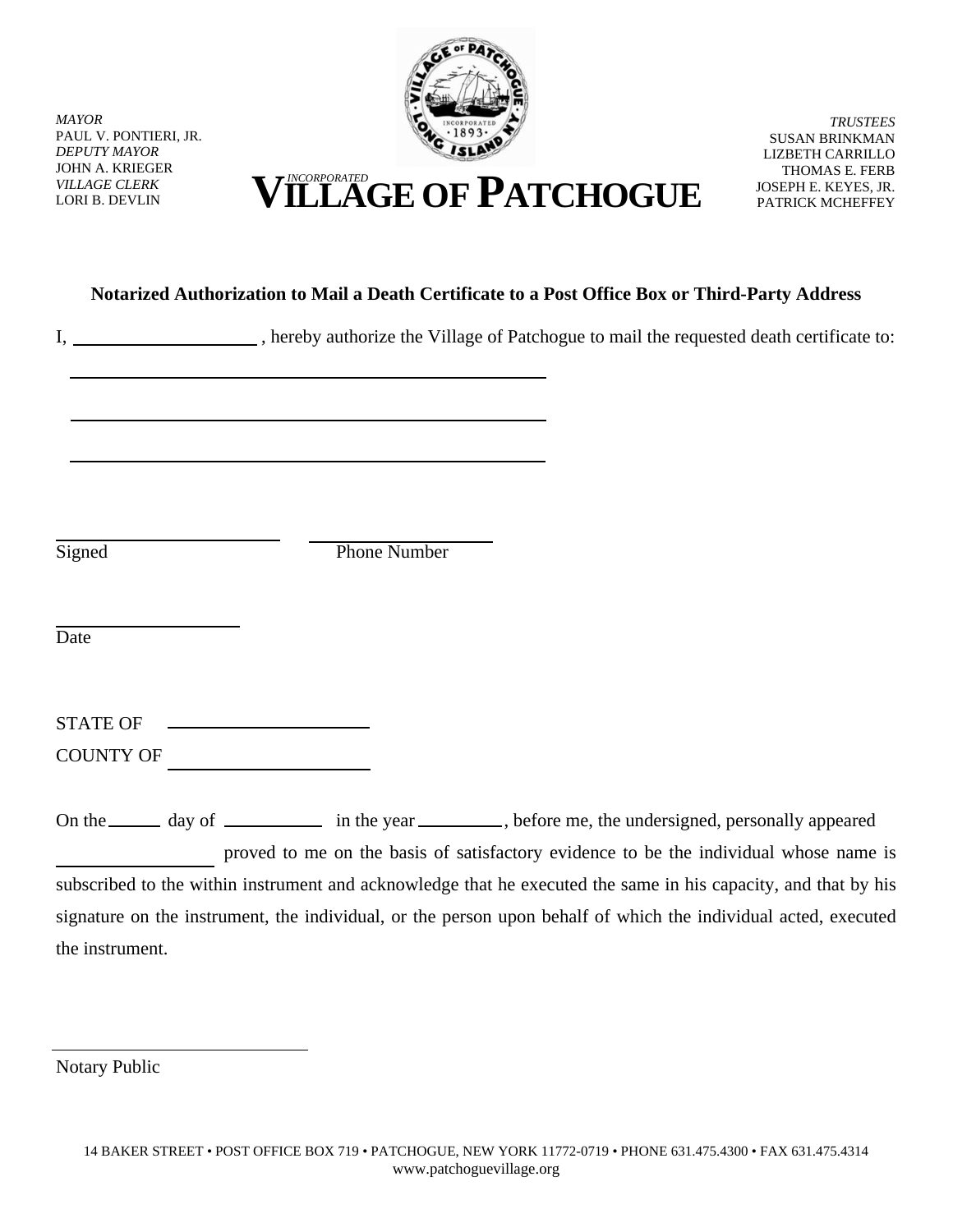*MAYOR*
PAUL V. PONTIERI, JR.
*DEPUTY MAYOR*
JOHN A. KRIEGER
*VILLAGE CLERK*
LORI B. DEVLIN

# *INCORPORATED* VILLAGE OF PATCHOGUE

*TRUSTEES*
SUSAN BRINKMAN
LIZBETH CARRILLO
THOMAS E. FERB
JOSEPH E. KEYES, JR.
PATRICK MCHEFFEY

**Notarized Authorization to Mail a Death Certificate to a Post Office Box or Third-Party Address**

I, ____________________ , hereby authorize the Village of Patchogue to mail the requested death certificate to:

____________________________________________

____________________________________________

____________________________________________

______________________ ____________________
Signed Phone Number

____________________
Date

STATE OF ____________________

COUNTY OF ____________________

On the _____ day of __________ in the year _________, before me, the undersigned, personally appeared _______________ proved to me on the basis of satisfactory evidence to be the individual whose name is subscribed to the within instrument and acknowledge that he executed the same in his capacity, and that by his signature on the instrument, the individual, or the person upon behalf of which the individual acted, executed the instrument.

__________________________
Notary Public

14 BAKER STREET • POST OFFICE BOX 719 • PATCHOGUE, NEW YORK 11772-0719 • PHONE 631.475.4300 • FAX 631.475.4314
www.patchoguevillage.org